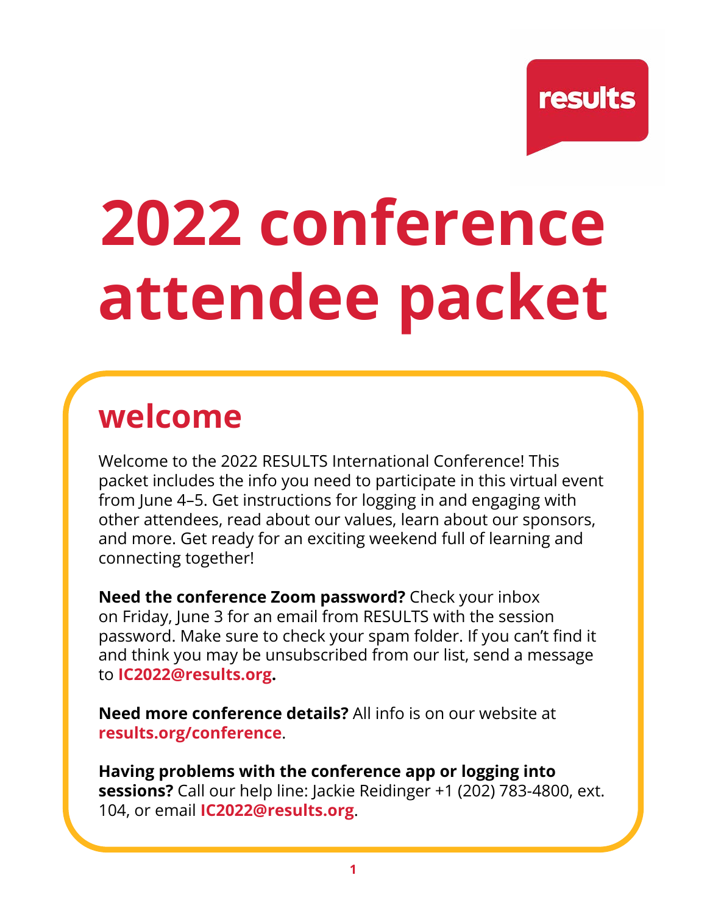results

# 2022 conference attendee packet

## welcome

Welcome to the 2022 RESULTS International Conference! This packet includes the info you need to participate in this virtual event from June 4–5. Get instructions for logging in and engaging with other attendees, read about our values, learn about our sponsors, and more. Get ready for an exciting weekend full of learning and connecting together!

**Need the conference Zoom password?** Check your inbox on Friday, June 3 for an email from RESULTS with the session password. Make sure to check your spam folder. If you can't find it and think you may be unsubscribed from our list, send a message to **IC2022@results.org.**

**Need more conference details?** All info is on our website at **results.org/conference**.

**Having problems with the conference app or logging into sessions?** Call our help line: Jackie Reidinger +1 (202) 783-4800, ext. 104, or email **IC2022@results.org**.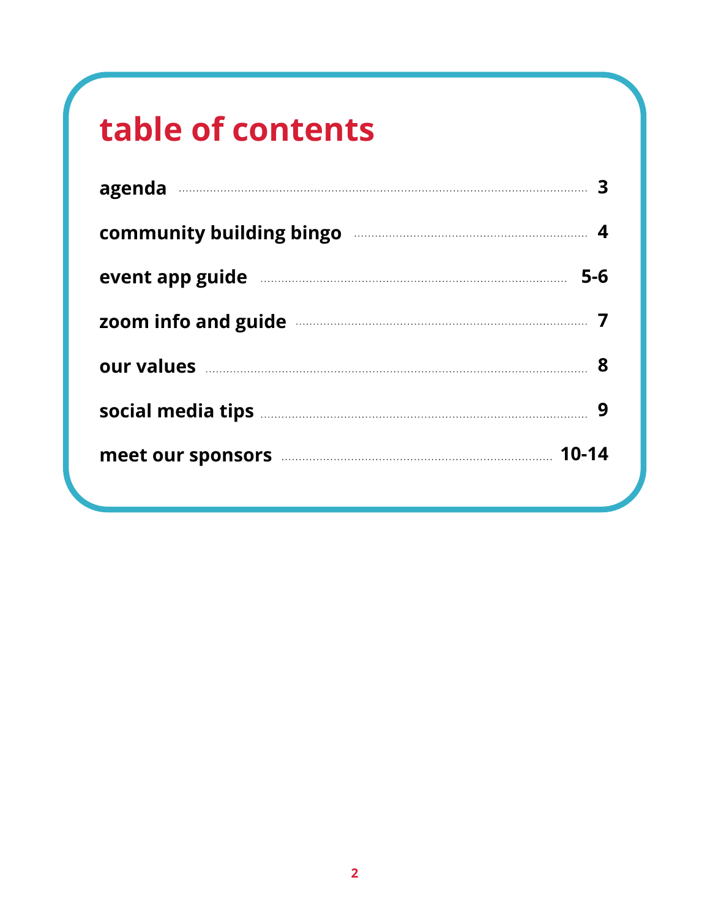# table of contents

| | |
|---|---|
| **agenda** | **3** |
| **community building bingo** | **4** |
| **event app guide** | **5-6** |
| **zoom info and guide** | **7** |
| **our values** | **8** |
| **social media tips** | **9** |
| **meet our sponsors** | **10-14** |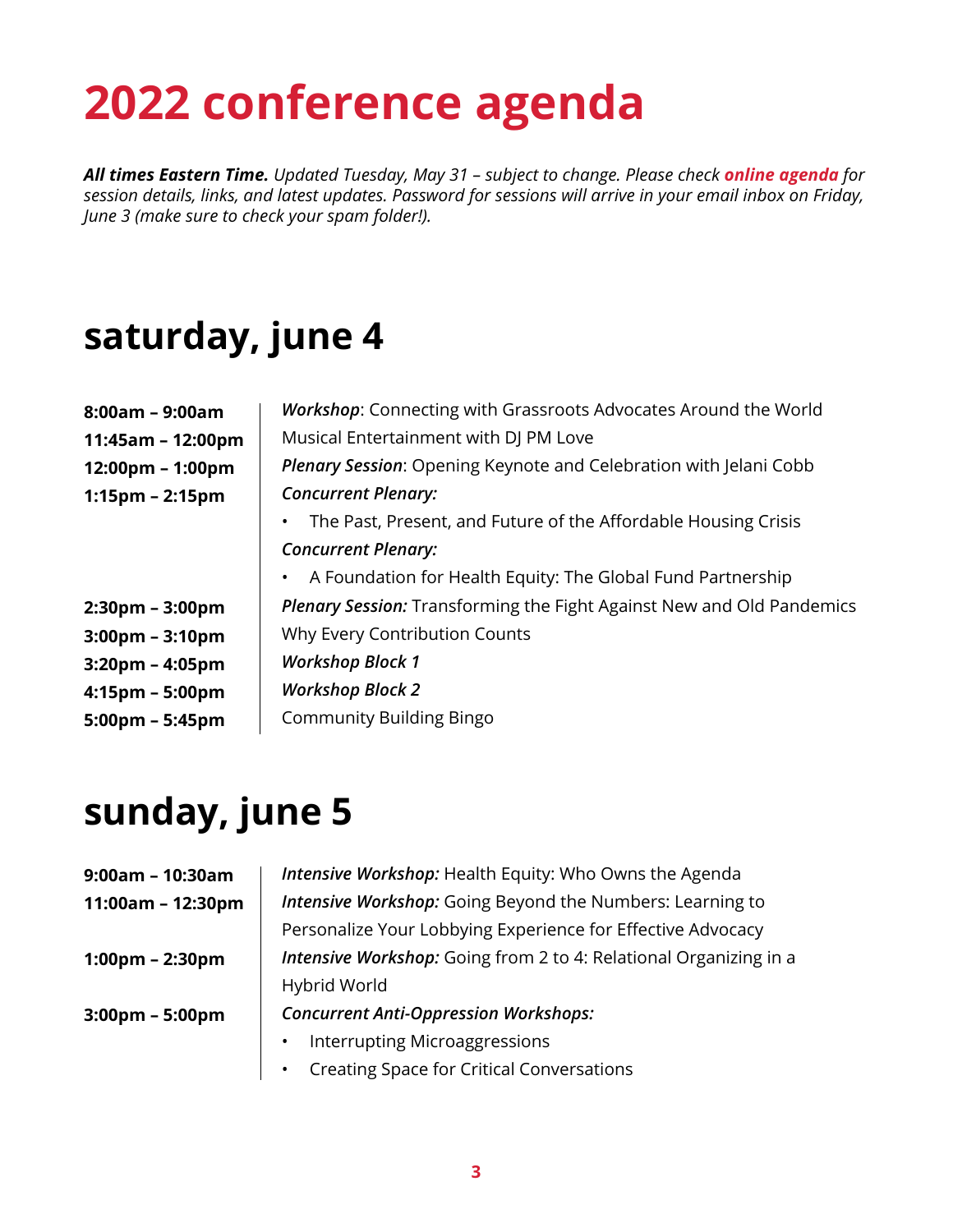# 2022 conference agenda

***All times Eastern Time.*** *Updated Tuesday, May 31 – subject to change. Please check* ***online agenda*** *for session details, links, and latest updates. Password for sessions will arrive in your email inbox on Friday, June 3 (make sure to check your spam folder!).*

## saturday, june 4

| | |
|---|---|
| **8:00am – 9:00am** | ***Workshop***: Connecting with Grassroots Advocates Around the World |
| **11:45am – 12:00pm** | Musical Entertainment with DJ PM Love |
| **12:00pm – 1:00pm** | ***Plenary Session***: Opening Keynote and Celebration with Jelani Cobb |
| **1:15pm – 2:15pm** | ***Concurrent Plenary:*** • The Past, Present, and Future of the Affordable Housing Crisis ***Concurrent Plenary:*** • A Foundation for Health Equity: The Global Fund Partnership |
| **2:30pm – 3:00pm** | ***Plenary Session:*** Transforming the Fight Against New and Old Pandemics |
| **3:00pm – 3:10pm** | Why Every Contribution Counts |
| **3:20pm – 4:05pm** | ***Workshop Block 1*** |
| **4:15pm – 5:00pm** | ***Workshop Block 2*** |
| **5:00pm – 5:45pm** | Community Building Bingo |

## sunday, june 5

| | |
|---|---|
| **9:00am – 10:30am** | ***Intensive Workshop:*** Health Equity: Who Owns the Agenda |
| **11:00am – 12:30pm** | ***Intensive Workshop:*** Going Beyond the Numbers: Learning to Personalize Your Lobbying Experience for Effective Advocacy |
| **1:00pm – 2:30pm** | ***Intensive Workshop:*** Going from 2 to 4: Relational Organizing in a Hybrid World |
| **3:00pm – 5:00pm** | ***Concurrent Anti-Oppression Workshops:*** • Interrupting Microaggressions • Creating Space for Critical Conversations |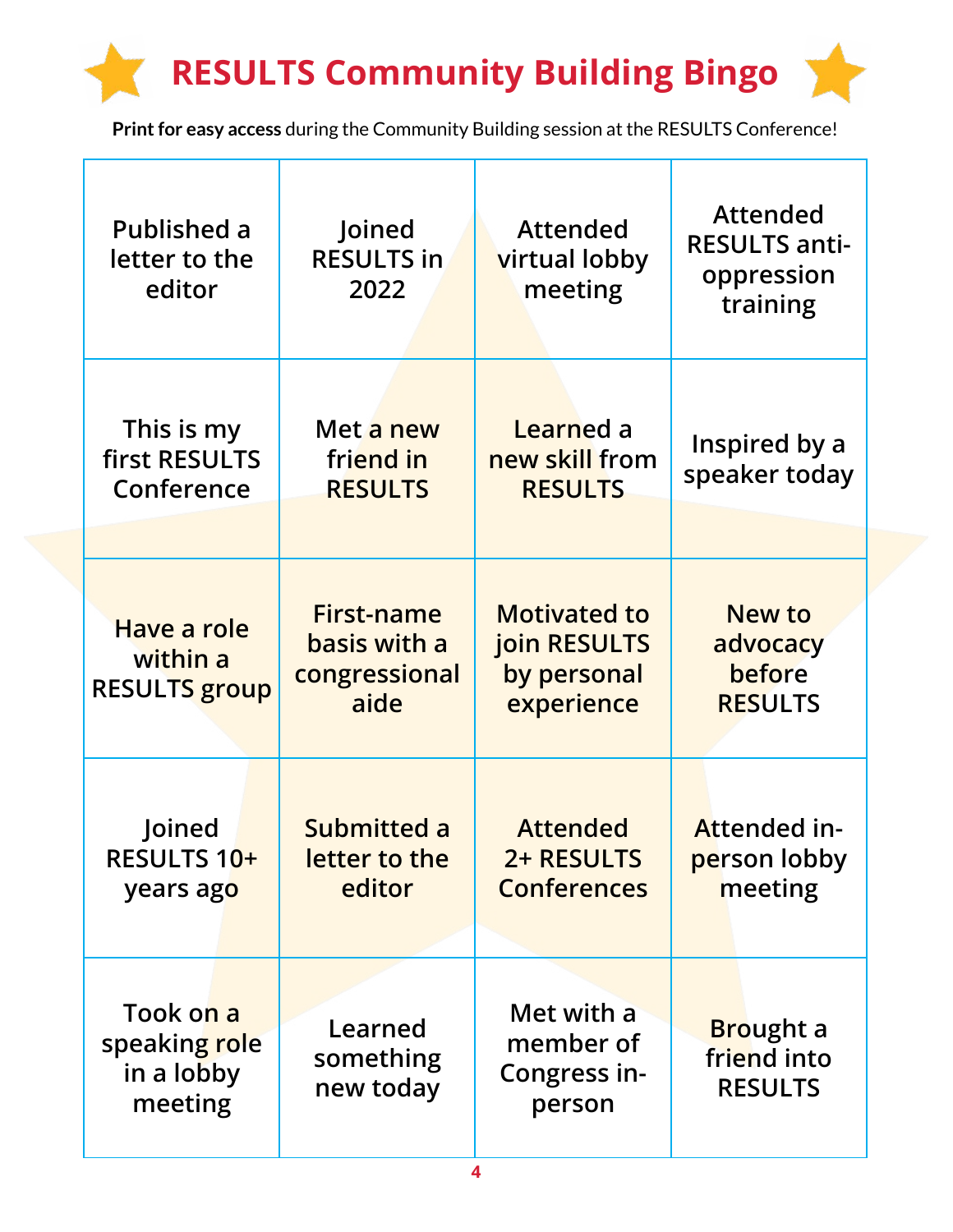# RESULTS Community Building Bingo

**Print for easy access** during the Community Building session at the RESULTS Conference!

| | | | |
|---|---|---|---|
| Published a letter to the editor | Joined RESULTS in 2022 | Attended virtual lobby meeting | Attended RESULTS anti-oppression training |
| This is my first RESULTS Conference | Met a new friend in RESULTS | Learned a new skill from RESULTS | Inspired by a speaker today |
| Have a role within a RESULTS group | First-name basis with a congressional aide | Motivated to join RESULTS by personal experience | New to advocacy before RESULTS |
| Joined RESULTS 10+ years ago | Submitted a letter to the editor | Attended 2+ RESULTS Conferences | Attended in-person lobby meeting |
| Took on a speaking role in a lobby meeting | Learned something new today | Met with a member of Congress in-person | Brought a friend into RESULTS |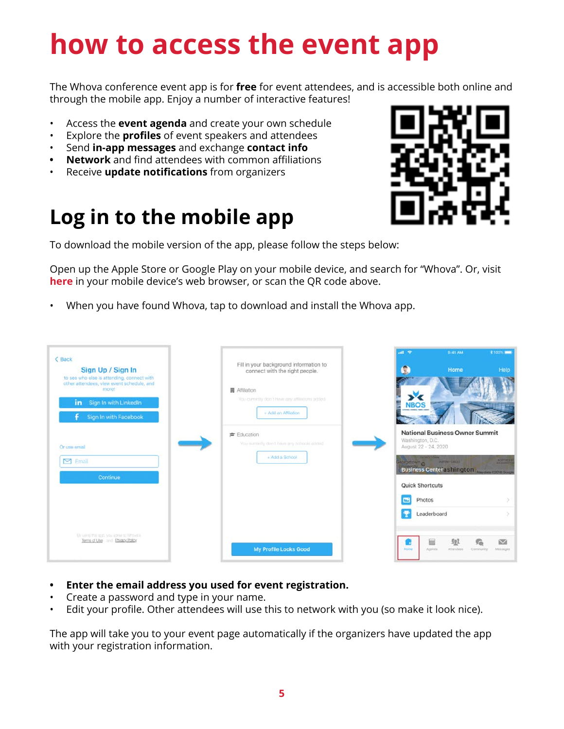# how to access the event app

The Whova conference event app is for **free** for event attendees, and is accessible both online and through the mobile app. Enjoy a number of interactive features!

- Access the **event agenda** and create your own schedule
- Explore the **profiles** of event speakers and attendees
- Send **in-app messages** and exchange **contact info**
- **Network** and find attendees with common affiliations
- Receive **update notifications** from organizers

## Log in to the mobile app

To download the mobile version of the app, please follow the steps below:

Open up the Apple Store or Google Play on your mobile device, and search for "Whova". Or, visit **here** in your mobile device's web browser, or scan the QR code above.

- When you have found Whova, tap to download and install the Whova app.

- **Enter the email address you used for event registration.**
- Create a password and type in your name.
- Edit your profile. Other attendees will use this to network with you (so make it look nice).

The app will take you to your event page automatically if the organizers have updated the app with your registration information.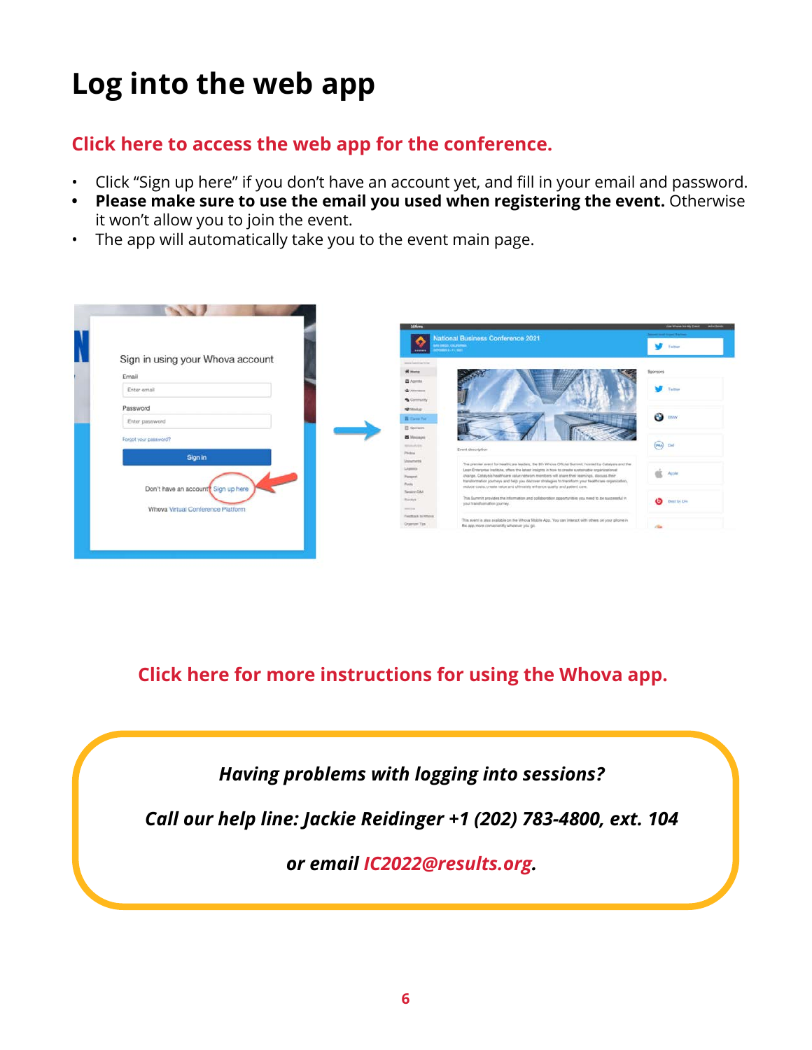# Log into the web app

**Click here to access the web app for the conference.**

- Click “Sign up here” if you don’t have an account yet, and fill in your email and password.
- **Please make sure to use the email you used when registering the event.** Otherwise it won’t allow you to join the event.
- The app will automatically take you to the event main page.

**Click here for more instructions for using the Whova app.**

***Having problems with logging into sessions?***

***Call our help line: Jackie Reidinger +1 (202) 783-4800, ext. 104***

***or email IC2022@results.org.***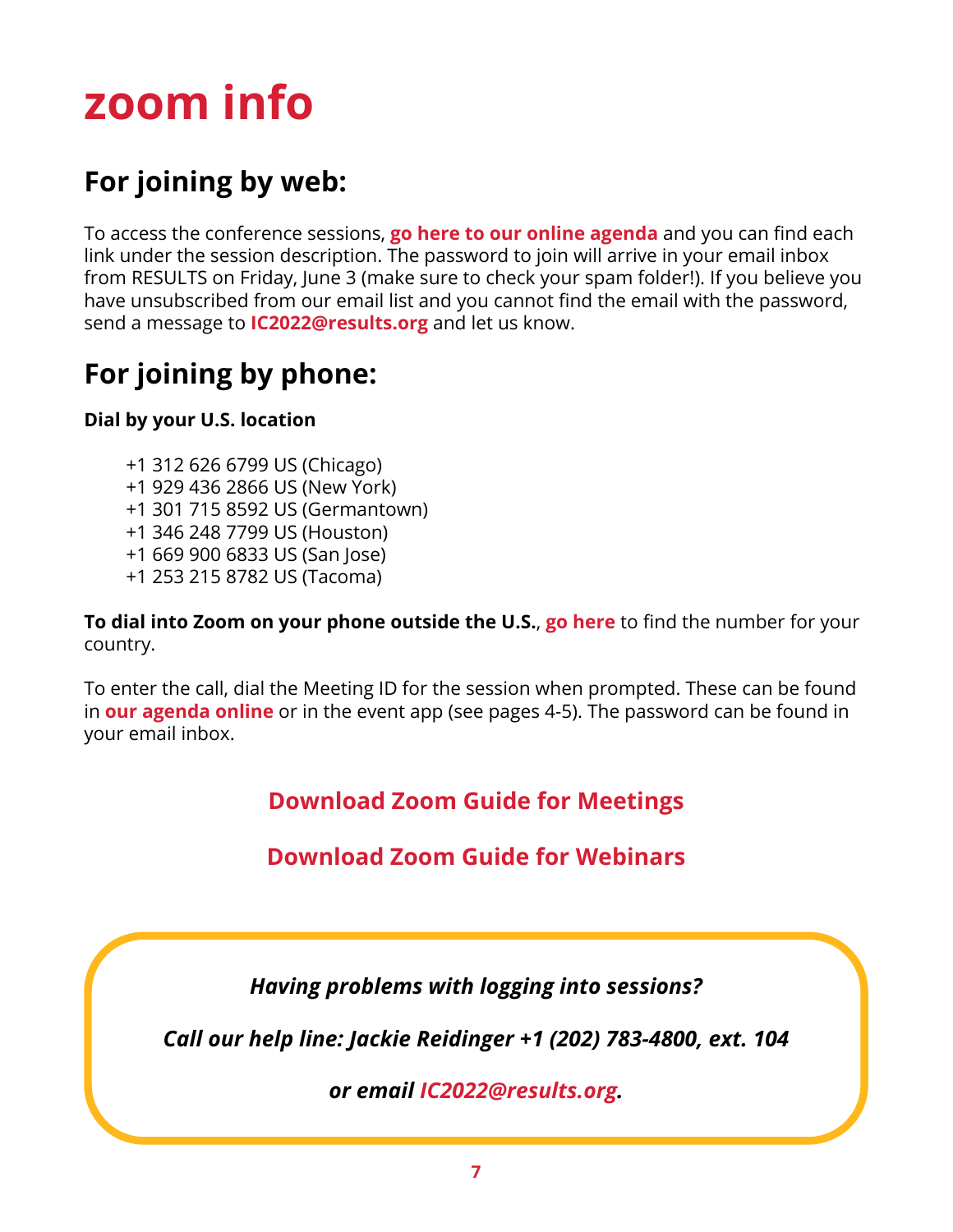# zoom info

## For joining by web:

To access the conference sessions, **go here to our online agenda** and you can find each link under the session description. The password to join will arrive in your email inbox from RESULTS on Friday, June 3 (make sure to check your spam folder!). If you believe you have unsubscribed from our email list and you cannot find the email with the password, send a message to **IC2022@results.org** and let us know.

## For joining by phone:

**Dial by your U.S. location**

+1 312 626 6799 US (Chicago)
+1 929 436 2866 US (New York)
+1 301 715 8592 US (Germantown)
+1 346 248 7799 US (Houston)
+1 669 900 6833 US (San Jose)
+1 253 215 8782 US (Tacoma)

**To dial into Zoom on your phone outside the U.S.**, **go here** to find the number for your country.

To enter the call, dial the Meeting ID for the session when prompted. These can be found in **our agenda online** or in the event app (see pages 4-5). The password can be found in your email inbox.

**Download Zoom Guide for Meetings**

**Download Zoom Guide for Webinars**

***Having problems with logging into sessions?***

***Call our help line: Jackie Reidinger +1 (202) 783-4800, ext. 104***

***or email IC2022@results.org.***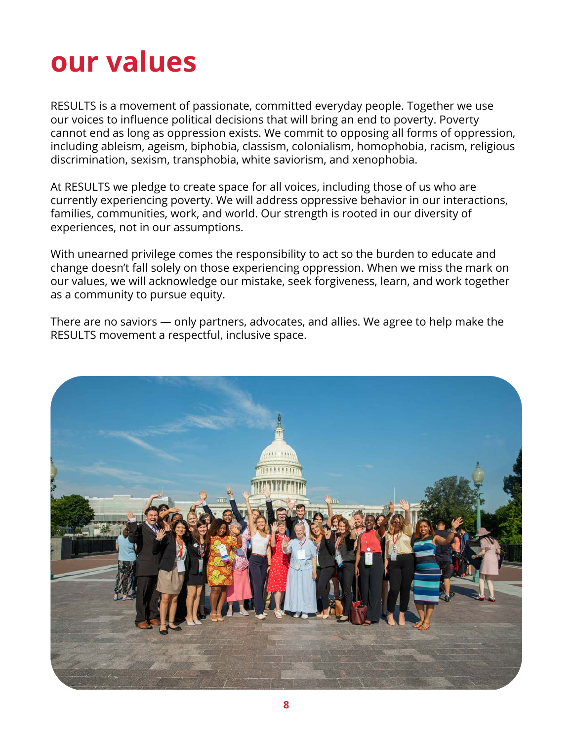# our values

RESULTS is a movement of passionate, committed everyday people. Together we use our voices to influence political decisions that will bring an end to poverty. Poverty cannot end as long as oppression exists. We commit to opposing all forms of oppression, including ableism, ageism, biphobia, classism, colonialism, homophobia, racism, religious discrimination, sexism, transphobia, white saviorism, and xenophobia.

At RESULTS we pledge to create space for all voices, including those of us who are currently experiencing poverty. We will address oppressive behavior in our interactions, families, communities, work, and world. Our strength is rooted in our diversity of experiences, not in our assumptions.

With unearned privilege comes the responsibility to act so the burden to educate and change doesn't fall solely on those experiencing oppression. When we miss the mark on our values, we will acknowledge our mistake, seek forgiveness, learn, and work together as a community to pursue equity.

There are no saviors — only partners, advocates, and allies. We agree to help make the RESULTS movement a respectful, inclusive space.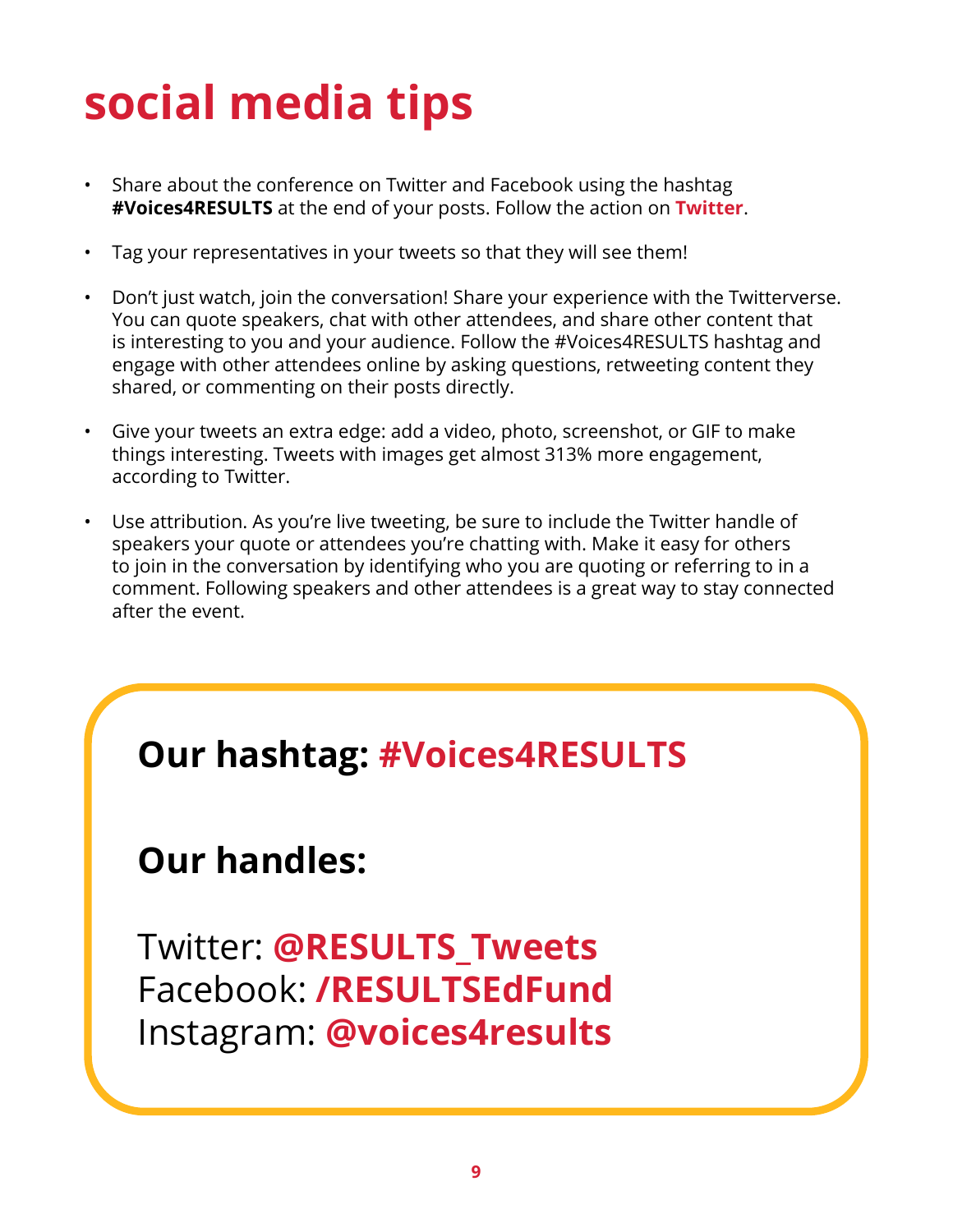# social media tips

- Share about the conference on Twitter and Facebook using the hashtag **#Voices4RESULTS** at the end of your posts. Follow the action on **Twitter**.
- Tag your representatives in your tweets so that they will see them!
- Don't just watch, join the conversation! Share your experience with the Twitterverse. You can quote speakers, chat with other attendees, and share other content that is interesting to you and your audience. Follow the #Voices4RESULTS hashtag and engage with other attendees online by asking questions, retweeting content they shared, or commenting on their posts directly.
- Give your tweets an extra edge: add a video, photo, screenshot, or GIF to make things interesting. Tweets with images get almost 313% more engagement, according to Twitter.
- Use attribution. As you're live tweeting, be sure to include the Twitter handle of speakers your quote or attendees you're chatting with. Make it easy for others to join in the conversation by identifying who you are quoting or referring to in a comment. Following speakers and other attendees is a great way to stay connected after the event.

## Our hashtag: #Voices4RESULTS

## Our handles:

Twitter: **@RESULTS_Tweets**
Facebook: **/RESULTSEdFund**
Instagram: **@voices4results**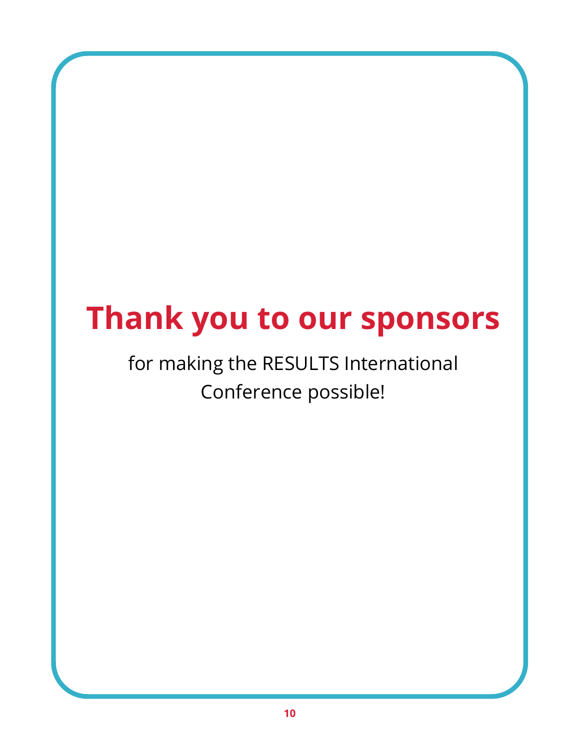# Thank you to our sponsors

for making the RESULTS International Conference possible!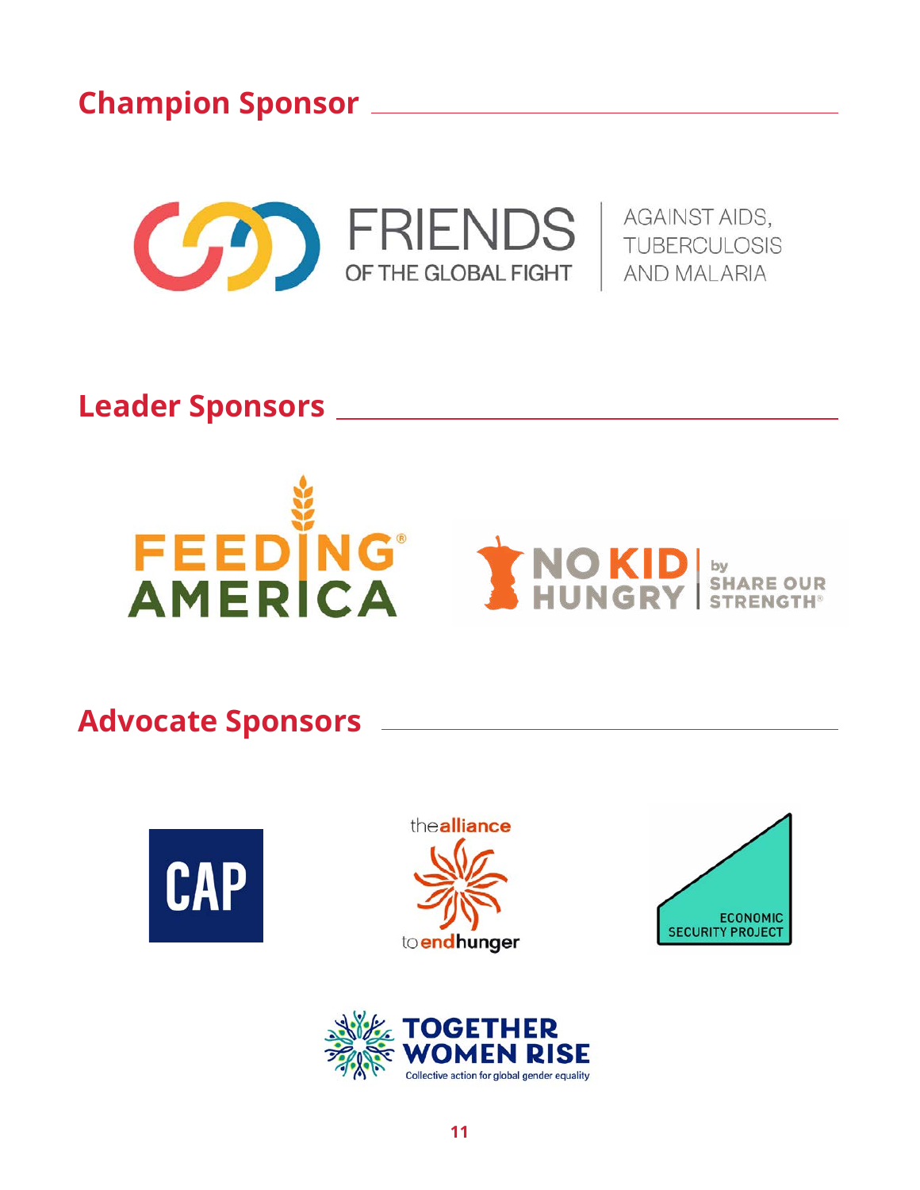## Champion Sponsor

FRIENDS OF THE GLOBAL FIGHT | AGAINST AIDS, TUBERCULOSIS AND MALARIA

## Leader Sponsors

FEEDING AMERICA®

NO KID HUNGRY by SHARE OUR STRENGTH®

## Advocate Sponsors

CAP

the alliance to end hunger

ECONOMIC SECURITY PROJECT

TOGETHER WOMEN RISE
Collective action for global gender equality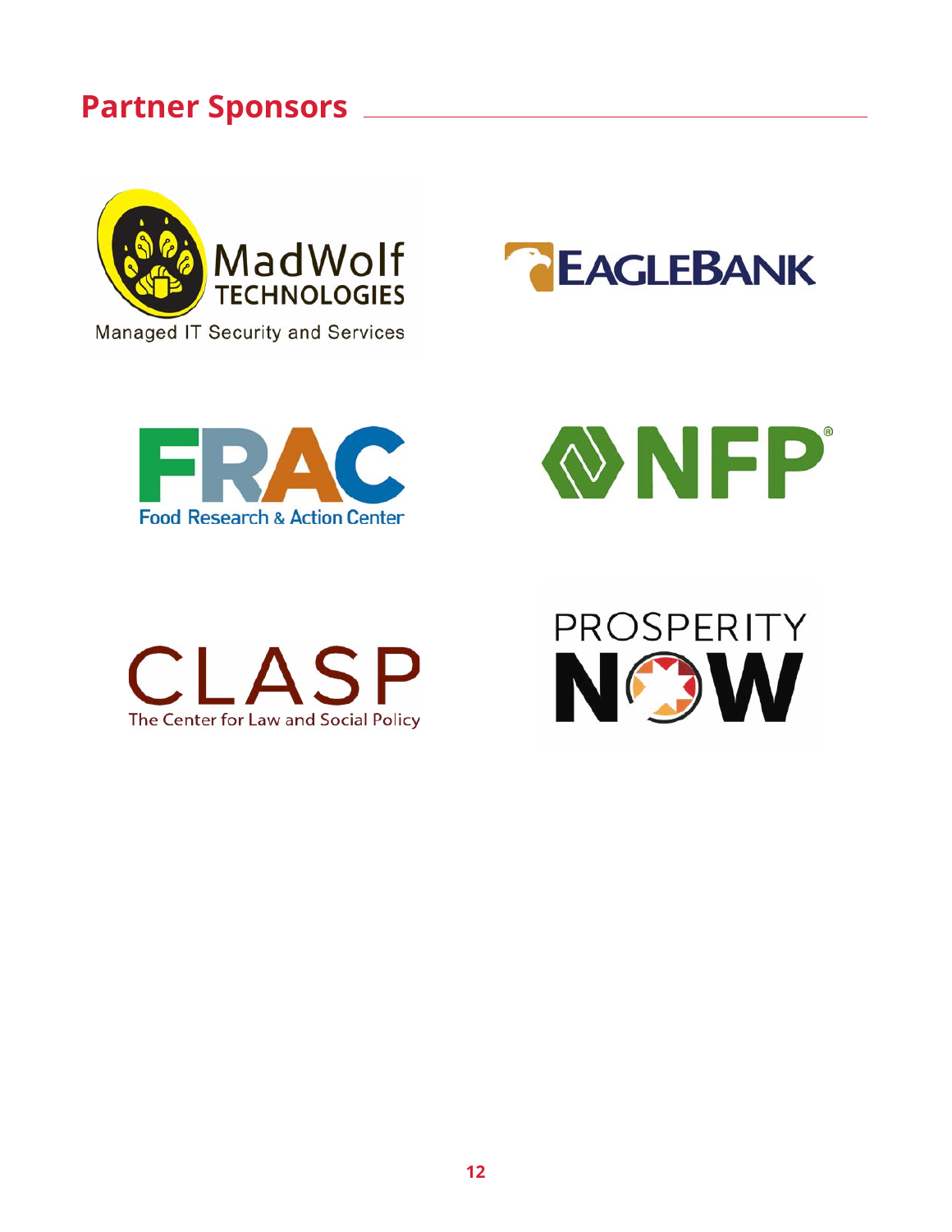## Partner Sponsors

MadWolf TECHNOLOGIES
Managed IT Security and Services

EAGLEBANK

FRAC
Food Research & Action Center

NFP®

CLASP
The Center for Law and Social Policy

PROSPERITY NOW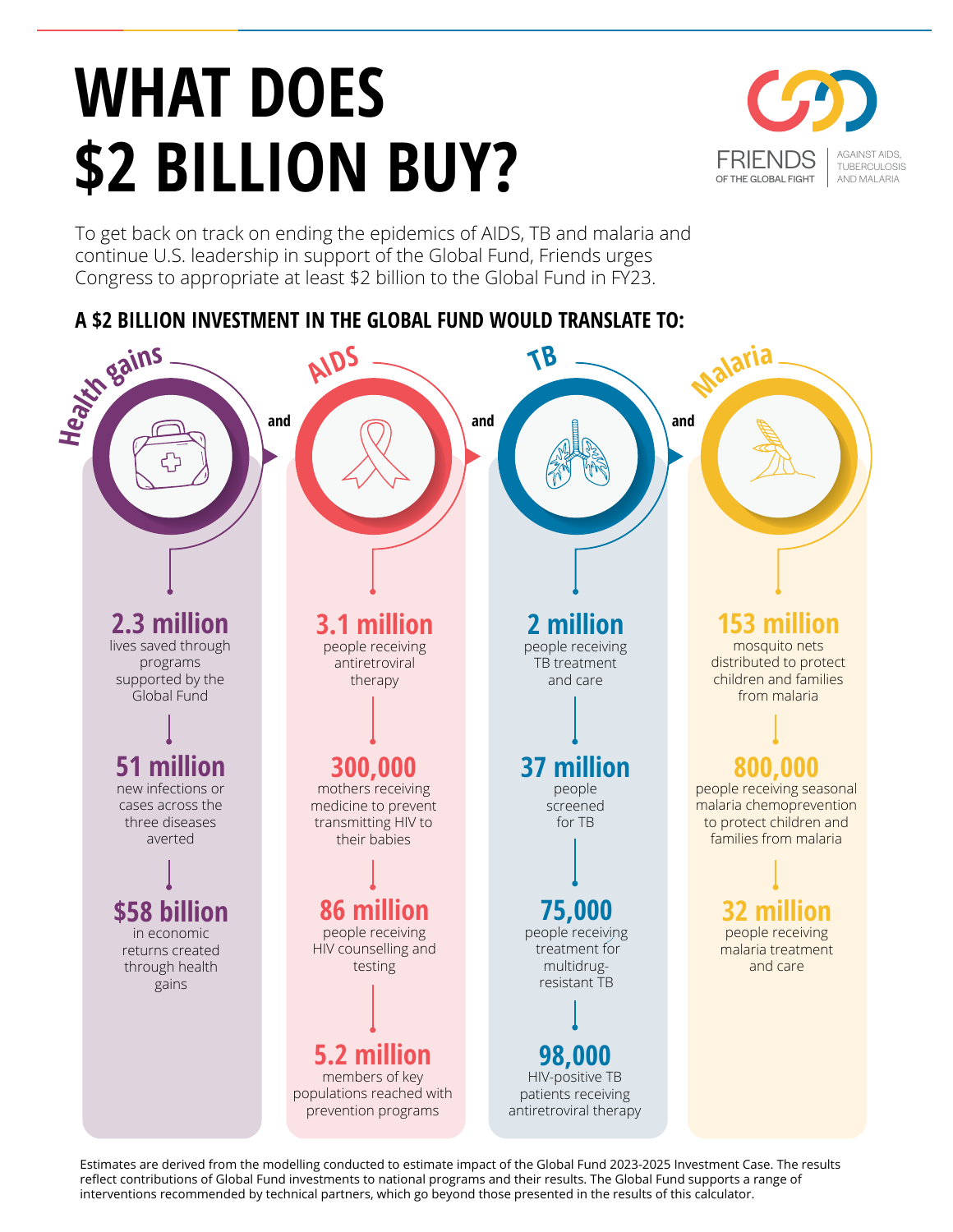# WHAT DOES $2 BILLION BUY?

FRIENDS OF THE GLOBAL FIGHT AGAINST AIDS, TUBERCULOSIS AND MALARIA

To get back on track on ending the epidemics of AIDS, TB and malaria and continue U.S. leadership in support of the Global Fund, Friends urges Congress to appropriate at least $2 billion to the Global Fund in FY23.

## A $2 BILLION INVESTMENT IN THE GLOBAL FUND WOULD TRANSLATE TO:

### Health gains

**2.3 million** lives saved through programs supported by the Global Fund

**51 million** new infections or cases across the three diseases averted

**$58 billion** in economic returns created through health gains

and

### AIDS

**3.1 million** people receiving antiretroviral therapy

**300,000** mothers receiving medicine to prevent transmitting HIV to their babies

**86 million** people receiving HIV counselling and testing

**5.2 million** members of key populations reached with prevention programs

and

### TB

**2 million** people receiving TB treatment and care

**37 million** people screened for TB

**75,000** people receiving treatment for multidrug-resistant TB

**98,000** HIV-positive TB patients receiving antiretroviral therapy

and

### Malaria

**153 million** mosquito nets distributed to protect children and families from malaria

**800,000** people receiving seasonal malaria chemoprevention to protect children and families from malaria

**32 million** people receiving malaria treatment and care

Estimates are derived from the modelling conducted to estimate impact of the Global Fund 2023-2025 Investment Case. The results reflect contributions of Global Fund investments to national programs and their results. The Global Fund supports a range of interventions recommended by technical partners, which go beyond those presented in the results of this calculator.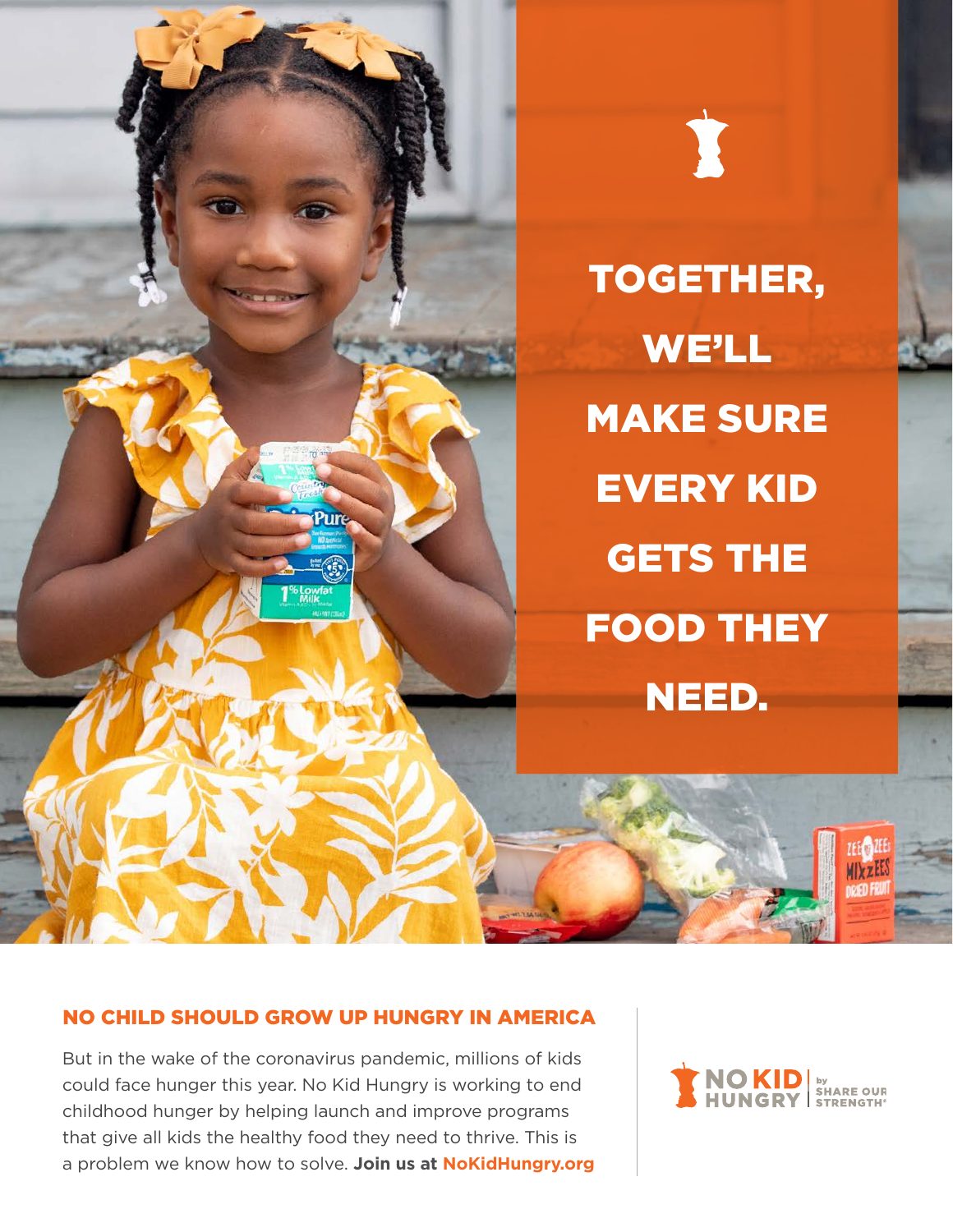# TOGETHER, WE'LL MAKE SURE EVERY KID GETS THE FOOD THEY NEED.

## NO CHILD SHOULD GROW UP HUNGRY IN AMERICA

But in the wake of the coronavirus pandemic, millions of kids could face hunger this year. No Kid Hungry is working to end childhood hunger by helping launch and improve programs that give all kids the healthy food they need to thrive. This is a problem we know how to solve. **Join us at NoKidHungry.org**

NO KID HUNGRY by SHARE OUR STRENGTH®